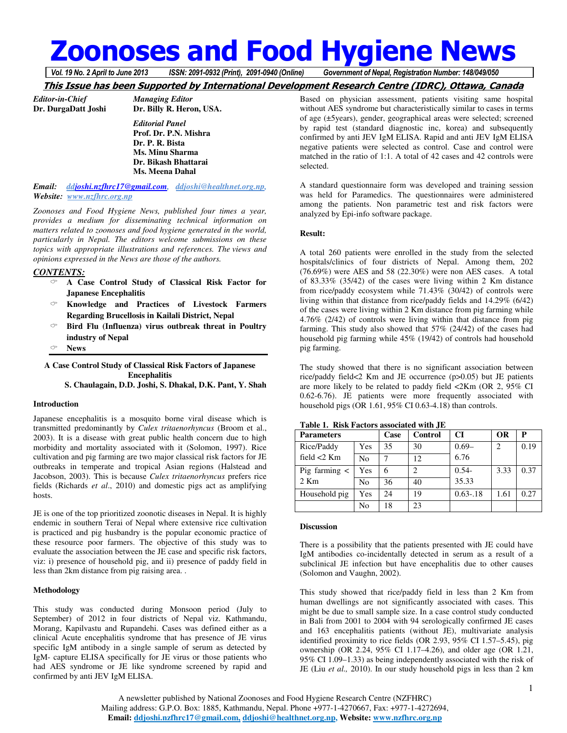# Zoonoses and Food Hygiene News

*Vol. 19 No. 2 April to June 2013 ISSN: 2091-0932 (Print), 2091-0940 (Online) Government of Nepal, Registration Number: 148/049/050*

**This Issue has been Supported by International Development Research Centre (IDRC), Ottawa, Canada**

*Editor-in-Chief*
**Dr. DurgaDatt Joshi**

*Managing Editor*
**Dr. Billy R. Heron, USA.**

*Editorial Panel*
**Prof. Dr. P.N. Mishra**
**Dr. P. R. Bista**
**Ms. Minu Sharma**
**Dr. Bikash Bhattarai**
**Ms. Meena Dahal**

*Email:* *ddjoshi.nzfhrc17@gmail.com*, *ddjoshi@healthnet.org.np*,
*Website:* *www.nzfhrc.org.np*

*Zoonoses and Food Hygiene News, published four times a year, provides a medium for disseminating technical information on matters related to zoonoses and food hygiene generated in the world, particularly in Nepal. The editors welcome submissions on these topics with appropriate illustrations and references. The views and opinions expressed in the News are those of the authors.*

## CONTENTS:

- **A Case Control Study of Classical Risk Factor for Japanese Encephalitis**
- **Knowledge and Practices of Livestock Farmers Regarding Brucellosis in Kailali District, Nepal**
- **Bird Flu (Influenza) virus outbreak threat in Poultry industry of Nepal**
- **News**

## A Case Control Study of Classical Risk Factors of Japanese Encephalitis

**S. Chaulagain, D.D. Joshi, S. Dhakal, D.K. Pant, Y. Shah**

### Introduction

Japanese encephalitis is a mosquito borne viral disease which is transmitted predominantly by *Culex tritaenorhyncus* (Broom et al., 2003). It is a disease with great public health concern due to high morbidity and mortality associated with it (Solomon, 1997). Rice cultivation and pig farming are two major classical risk factors for JE outbreaks in temperate and tropical Asian regions (Halstead and Jacobson, 2003). This is because *Culex tritaenorhyncus* prefers rice fields (Richards *et al*., 2010) and domestic pigs act as amplifying hosts.

JE is one of the top prioritized zoonotic diseases in Nepal. It is highly endemic in southern Terai of Nepal where extensive rice cultivation is practiced and pig husbandry is the popular economic practice of these resource poor farmers. The objective of this study was to evaluate the association between the JE case and specific risk factors, viz: i) presence of household pig, and ii) presence of paddy field in less than 2km distance from pig raising area. .

### Methodology

This study was conducted during Monsoon period (July to September) of 2012 in four districts of Nepal viz. Kathmandu, Morang, Kapilvastu and Rupandehi. Cases was defined either as a clinical Acute encephalitis syndrome that has presence of JE virus specific IgM antibody in a single sample of serum as detected by IgM- capture ELISA specifically for JE virus or those patients who had AES syndrome or JE like syndrome screened by rapid and confirmed by anti JEV IgM ELISA.

Based on physician assessment, patients visiting same hospital without AES syndrome but characteristically similar to cases in terms of age (±5years), gender, geographical areas were selected; screened by rapid test (standard diagnostic inc, korea) and subsequently confirmed by anti JEV IgM ELISA. Rapid and anti JEV IgM ELISA negative patients were selected as control. Case and control were matched in the ratio of 1:1. A total of 42 cases and 42 controls were selected.

A standard questionnaire form was developed and training session was held for Paramedics. The questionnaires were administered among the patients. Non parametric test and risk factors were analyzed by Epi-info software package.

### Result:

A total 260 patients were enrolled in the study from the selected hospitals/clinics of four districts of Nepal. Among them, 202 (76.69%) were AES and 58 (22.30%) were non AES cases. A total of 83.33% (35/42) of the cases were living within 2 Km distance from rice/paddy ecosystem while 71.43% (30/42) of controls were living within that distance from rice/paddy fields and 14.29% (6/42) of the cases were living within 2 Km distance from pig farming while 4.76% (2/42) of controls were living within that distance from pig farming. This study also showed that 57% (24/42) of the cases had household pig farming while 45% (19/42) of controls had household pig farming.

The study showed that there is no significant association between rice/paddy field<2 Km and JE occurrence (p>0.05) but JE patients are more likely to be related to paddy field <2Km (OR 2, 95% CI 0.62-6.76). JE patients were more frequently associated with household pigs (OR 1.61, 95% CI 0.63-4.18) than controls.

**Table 1. Risk Factors associated with JE**

| Parameters | | Case | Control | CI | OR | P |
|---|---|---|---|---|---|---|
| Rice/Paddy field <2 Km | Yes | 35 | 30 | 0.69–6.76 | 2 | 0.19 |
| | No | 7 | 12 | | | |
| Pig farming < 2 Km | Yes | 6 | 2 | 0.54-35.33 | 3.33 | 0.37 |
| | No | 36 | 40 | | | |
| Household pig | Yes | 24 | 19 | 0.63-.18 | 1.61 | 0.27 |
| | No | 18 | 23 | | | |

### Discussion

There is a possibility that the patients presented with JE could have IgM antibodies co-incidentally detected in serum as a result of a subclinical JE infection but have encephalitis due to other causes (Solomon and Vaughn, 2002).

This study showed that rice/paddy field in less than 2 Km from human dwellings are not significantly associated with cases. This might be due to small sample size. In a case control study conducted in Bali from 2001 to 2004 with 94 serologically confirmed JE cases and 163 encephalitis patients (without JE), multivariate analysis identified proximity to rice fields (OR 2.93, 95% CI 1.57–5.45), pig ownership (OR 2.24, 95% CI 1.17–4.26), and older age (OR 1.21, 95% CI 1.09–1.33) as being independently associated with the risk of JE (Liu *et al.,* 2010). In our study household pigs in less than 2 km

A newsletter published by National Zoonoses and Food Hygiene Research Centre (NZFHRC)
Mailing address: G.P.O. Box: 1885, Kathmandu, Nepal. Phone +977-1-4270667, Fax: +977-1-4272694,
**Email: ddjoshi.nzfhrc17@gmail.com, ddjoshi@healthnet.org.np, Website: www.nzfhrc.org.np**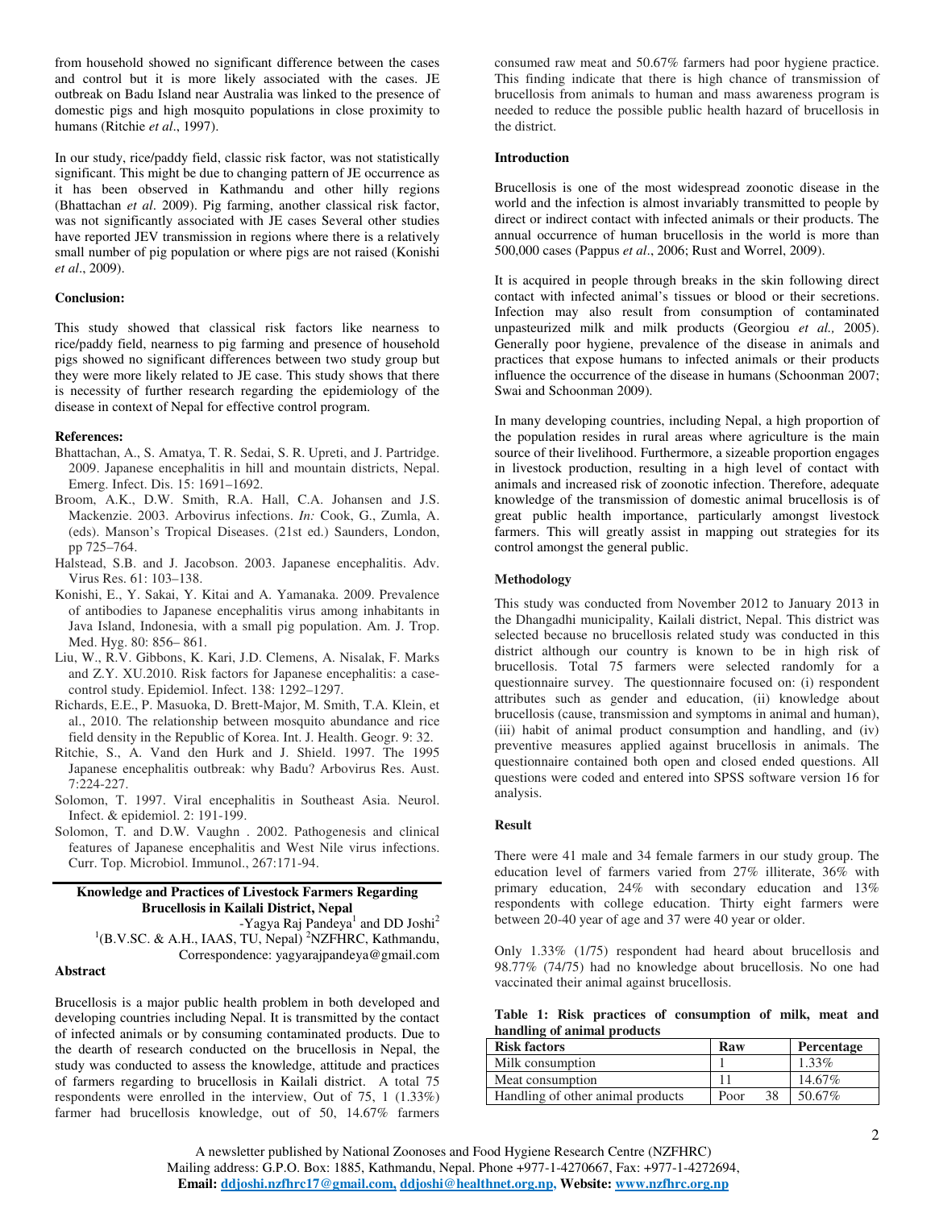from household showed no significant difference between the cases and control but it is more likely associated with the cases. JE outbreak on Badu Island near Australia was linked to the presence of domestic pigs and high mosquito populations in close proximity to humans (Ritchie *et al*., 1997).

In our study, rice/paddy field, classic risk factor, was not statistically significant. This might be due to changing pattern of JE occurrence as it has been observed in Kathmandu and other hilly regions (Bhattachan *et al*. 2009). Pig farming, another classical risk factor, was not significantly associated with JE cases Several other studies have reported JEV transmission in regions where there is a relatively small number of pig population or where pigs are not raised (Konishi *et al*., 2009).

### Conclusion:

This study showed that classical risk factors like nearness to rice/paddy field, nearness to pig farming and presence of household pigs showed no significant differences between two study group but they were more likely related to JE case. This study shows that there is necessity of further research regarding the epidemiology of the disease in context of Nepal for effective control program.

### References:

- Bhattachan, A., S. Amatya, T. R. Sedai, S. R. Upreti, and J. Partridge. 2009. Japanese encephalitis in hill and mountain districts, Nepal. Emerg. Infect. Dis. 15: 1691–1692.
- Broom, A.K., D.W. Smith, R.A. Hall, C.A. Johansen and J.S. Mackenzie. 2003. Arbovirus infections. *In:* Cook, G., Zumla, A. (eds). Manson's Tropical Diseases. (21st ed.) Saunders, London, pp 725–764.
- Halstead, S.B. and J. Jacobson. 2003. Japanese encephalitis. Adv. Virus Res. 61: 103–138.
- Konishi, E., Y. Sakai, Y. Kitai and A. Yamanaka. 2009. Prevalence of antibodies to Japanese encephalitis virus among inhabitants in Java Island, Indonesia, with a small pig population. Am. J. Trop. Med. Hyg. 80: 856– 861.
- Liu, W., R.V. Gibbons, K. Kari, J.D. Clemens, A. Nisalak, F. Marks and Z.Y. XU.2010. Risk factors for Japanese encephalitis: a case-control study. Epidemiol. Infect. 138: 1292–1297.
- Richards, E.E., P. Masuoka, D. Brett-Major, M. Smith, T.A. Klein, et al., 2010. The relationship between mosquito abundance and rice field density in the Republic of Korea. Int. J. Health. Geogr. 9: 32.
- Ritchie, S., A. Vand den Hurk and J. Shield. 1997. The 1995 Japanese encephalitis outbreak: why Badu? Arbovirus Res. Aust. 7:224-227.
- Solomon, T. 1997. Viral encephalitis in Southeast Asia. Neurol. Infect. & epidemiol. 2: 191-199.
- Solomon, T. and D.W. Vaughn . 2002. Pathogenesis and clinical features of Japanese encephalitis and West Nile virus infections. Curr. Top. Microbiol. Immunol., 267:171-94.

---

## Knowledge and Practices of Livestock Farmers Regarding Brucellosis in Kailali District, Nepal

-Yagya Raj Pandeya[1] and DD Joshi[2]

[1](B.V.SC. & A.H., IAAS, TU, Nepal) [2]NZFHRC, Kathmandu, Correspondence: yagyarajpandeya@gmail.com

### Abstract

Brucellosis is a major public health problem in both developed and developing countries including Nepal. It is transmitted by the contact of infected animals or by consuming contaminated products. Due to the dearth of research conducted on the brucellosis in Nepal, the study was conducted to assess the knowledge, attitude and practices of farmers regarding to brucellosis in Kailali district. A total 75 respondents were enrolled in the interview, Out of 75, 1 (1.33%) farmer had brucellosis knowledge, out of 50, 14.67% farmers consumed raw meat and 50.67% farmers had poor hygiene practice. This finding indicate that there is high chance of transmission of brucellosis from animals to human and mass awareness program is needed to reduce the possible public health hazard of brucellosis in the district.

### Introduction

Brucellosis is one of the most widespread zoonotic disease in the world and the infection is almost invariably transmitted to people by direct or indirect contact with infected animals or their products. The annual occurrence of human brucellosis in the world is more than 500,000 cases (Pappus *et al*., 2006; Rust and Worrel, 2009).

It is acquired in people through breaks in the skin following direct contact with infected animal's tissues or blood or their secretions. Infection may also result from consumption of contaminated unpasteurized milk and milk products (Georgiou *et al.,* 2005). Generally poor hygiene, prevalence of the disease in animals and practices that expose humans to infected animals or their products influence the occurrence of the disease in humans (Schoonman 2007; Swai and Schoonman 2009).

In many developing countries, including Nepal, a high proportion of the population resides in rural areas where agriculture is the main source of their livelihood. Furthermore, a sizeable proportion engages in livestock production, resulting in a high level of contact with animals and increased risk of zoonotic infection. Therefore, adequate knowledge of the transmission of domestic animal brucellosis is of great public health importance, particularly amongst livestock farmers. This will greatly assist in mapping out strategies for its control amongst the general public.

### Methodology

This study was conducted from November 2012 to January 2013 in the Dhangadhi municipality, Kailali district, Nepal. This district was selected because no brucellosis related study was conducted in this district although our country is known to be in high risk of brucellosis. Total 75 farmers were selected randomly for a questionnaire survey. The questionnaire focused on: (i) respondent attributes such as gender and education, (ii) knowledge about brucellosis (cause, transmission and symptoms in animal and human), (iii) habit of animal product consumption and handling, and (iv) preventive measures applied against brucellosis in animals. The questionnaire contained both open and closed ended questions. All questions were coded and entered into SPSS software version 16 for analysis.

### Result

There were 41 male and 34 female farmers in our study group. The education level of farmers varied from 27% illiterate, 36% with primary education, 24% with secondary education and 13% respondents with college education. Thirty eight farmers were between 20-40 year of age and 37 were 40 year or older.

Only 1.33% (1/75) respondent had heard about brucellosis and 98.77% (74/75) had no knowledge about brucellosis. No one had vaccinated their animal against brucellosis.

**Table 1: Risk practices of consumption of milk, meat and handling of animal products**

| Risk factors | Raw | | Percentage |
|---|---|---|---|
| Milk consumption | 1 | | 1.33% |
| Meat consumption | 11 | | 14.67% |
| Handling of other animal products | Poor | 38 | 50.67% |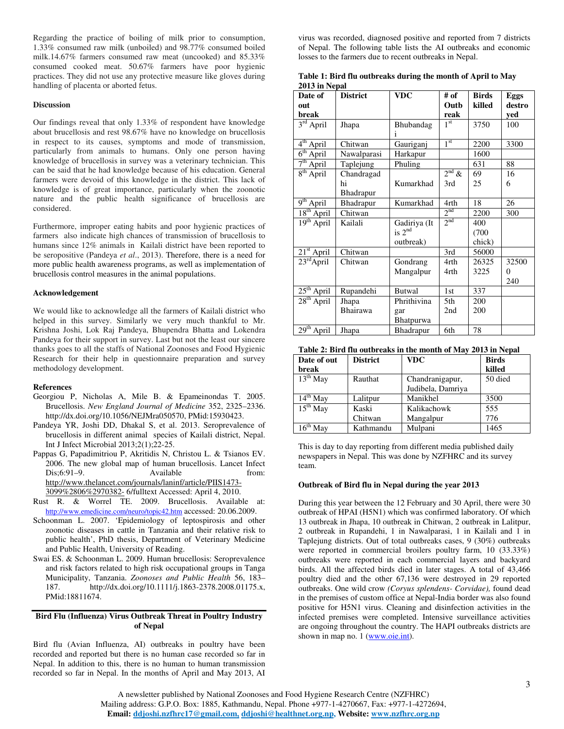Regarding the practice of boiling of milk prior to consumption, 1.33% consumed raw milk (unboiled) and 98.77% consumed boiled milk.14.67% farmers consumed raw meat (uncooked) and 85.33% consumed cooked meat. 50.67% farmers have poor hygienic practices. They did not use any protective measure like gloves during handling of placenta or aborted fetus.

#### Discussion

Our findings reveal that only 1.33% of respondent have knowledge about brucellosis and rest 98.67% have no knowledge on brucellosis in respect to its causes, symptoms and mode of transmission, particularly from animals to humans. Only one person having knowledge of brucellosis in survey was a veterinary technician. This can be said that he had knowledge because of his education. General farmers were devoid of this knowledge in the district. This lack of knowledge is of great importance, particularly when the zoonotic nature and the public health significance of brucellosis are considered.

Furthermore, improper eating habits and poor hygienic practices of farmers also indicate high chances of transmission of brucellosis to humans since 12% animals in Kailali district have been reported to be seropositive (Pandeya *et al*., 2013). Therefore, there is a need for more public health awareness programs, as well as implementation of brucellosis control measures in the animal populations.

#### Acknowledgement

We would like to acknowledge all the farmers of Kailali district who helped in this survey. Similarly we very much thankful to Mr. Krishna Joshi, Lok Raj Pandeya, Bhupendra Bhatta and Lokendra Pandeya for their support in survey. Last but not the least our sincere thanks goes to all the staffs of National Zoonoses and Food Hygienic Research for their help in questionnaire preparation and survey methodology development.

#### References

- Georgiou P, Nicholas A, Mile B. & Epameinondas T. 2005. Brucellosis. *New England Journal of Medicine* 352, 2325–2336. http://dx.doi.org/10.1056/NEJMra050570, PMid:15930423.
- Pandeya YR, Joshi DD, Dhakal S, et al. 2013. Seroprevalence of brucellosis in different animal species of Kailali district, Nepal. Int J Infect Microbial 2013;2(1);22-25.
- Pappas G, Papadimitriou P, Akritidis N, Christou L. & Tsianos EV. 2006. The new global map of human brucellosis. Lancet Infect Dis;6:91–9. Available from: http://www.thelancet.com/journals/laninf/article/PIIS1473-3099%2806%2970382- 6/fulltext Accessed: April 4, 2010.
- Rust R. & Worrel TE. 2009. Brucellosis. Available at: http://www.emedicine.com/neuro/topic42.htm accessed: 20.06.2009.
- Schoonman L. 2007. 'Epidemiology of leptospirosis and other zoonotic diseases in cattle in Tanzania and their relative risk to public health', PhD thesis, Department of Veterinary Medicine and Public Health, University of Reading.
- Swai ES. & Schoonman L. 2009. Human brucellosis: Seroprevalence and risk factors related to high risk occupational groups in Tanga Municipality, Tanzania. *Zoonoses and Public Health* 56, 183–187. http://dx.doi.org/10.1111/j.1863-2378.2008.01175.x, PMid:18811674.

## Bird Flu (Influenza) Virus Outbreak Threat in Poultry Industry of Nepal

Bird flu (Avian Influenza, AI) outbreaks in poultry have been recorded and reported but there is no human case recorded so far in Nepal. In addition to this, there is no human to human transmission recorded so far in Nepal. In the months of April and May 2013, AI virus was recorded, diagnosed positive and reported from 7 districts of Nepal. The following table lists the AI outbreaks and economic losses to the farmers due to recent outbreaks in Nepal.

**Table 1: Bird flu outbreaks during the month of April to May 2013 in Nepal**

| Date of out break | District | VDC | # of Outbreak | Birds killed | Eggs destroyed |
|---|---|---|---|---|---|
| 3rd April | Jhapa | Bhubandagi | 1st | 3750 | 100 |
| 4th April | Chitwan | Gauriganj | 1st | 2200 | 3300 |
| 6th April | Nawalparasi | Harkapur | | 1600 | |
| 7th April | Taplejung | Phuling | | 631 | 88 |
| 8th April | Chandragadhi Bhadrapur | Kumarkhad | 2nd & 3rd | 69 25 | 16 6 |
| 9th April | Bhadrapur | Kumarkhad | 4rth | 18 | 26 |
| 18th April | Chitwan | | 2nd | 2200 | 300 |
| 19th April | Kailali | Gadiriya (It is 2nd outbreak) | 2nd | 400 (700 chick) | |
| 21st April | Chitwan | | 3rd | 56000 | |
| 23rd April | Chitwan | Gondrang Mangalpur | 4rth 4rth | 26325 3225 | 325000 240 |
| 25th April | Rupandehi | Butwal | 1st | 337 | |
| 28th April | Jhapa Bhairawa | Phrithivinagar Bhatpurwa | 5th 2nd | 200 200 | |
| 29th April | Jhapa | Bhadrapur | 6th | 78 | |

**Table 2: Bird flu outbreaks in the month of May 2013 in Nepal**

| Date of out break | District | VDC | Birds killed |
|---|---|---|---|
| 13th May | Rauthat | Chandranigapur, Judibela, Damriya | 50 died |
| 14th May | Lalitpur | Manikhel | 3500 |
| 15th May | Kaski Chitwan | Kalikachowk Mangalpur | 555 776 |
| 16th May | Kathmandu | Mulpani | 1465 |

This is day to day reporting from different media published daily newspapers in Nepal. This was done by NZFHRC and its survey team.

#### Outbreak of Bird flu in Nepal during the year 2013

During this year between the 12 February and 30 April, there were 30 outbreak of HPAI (H5N1) which was confirmed laboratory. Of which 13 outbreak in Jhapa, 10 outbreak in Chitwan, 2 outbreak in Lalitpur, 2 outbreak in Rupandehi, 1 in Nawalparasi, 1 in Kailali and 1 in Taplejung districts. Out of total outbreaks cases, 9 (30%) outbreaks were reported in commercial broilers poultry farm, 10 (33.33%) outbreaks were reported in each commercial layers and backyard birds. All the affected birds died in later stages. A total of 43,466 poultry died and the other 67,136 were destroyed in 29 reported outbreaks. One wild crow *(Coryus splendens- Corvidae),* found dead in the premises of custom office at Nepal-India border was also found positive for H5N1 virus. Cleaning and disinfection activities in the infected premises were completed. Intensive surveillance activities are ongoing throughout the country. The HAPI outbreaks districts are shown in map no. 1 (www.oie.int).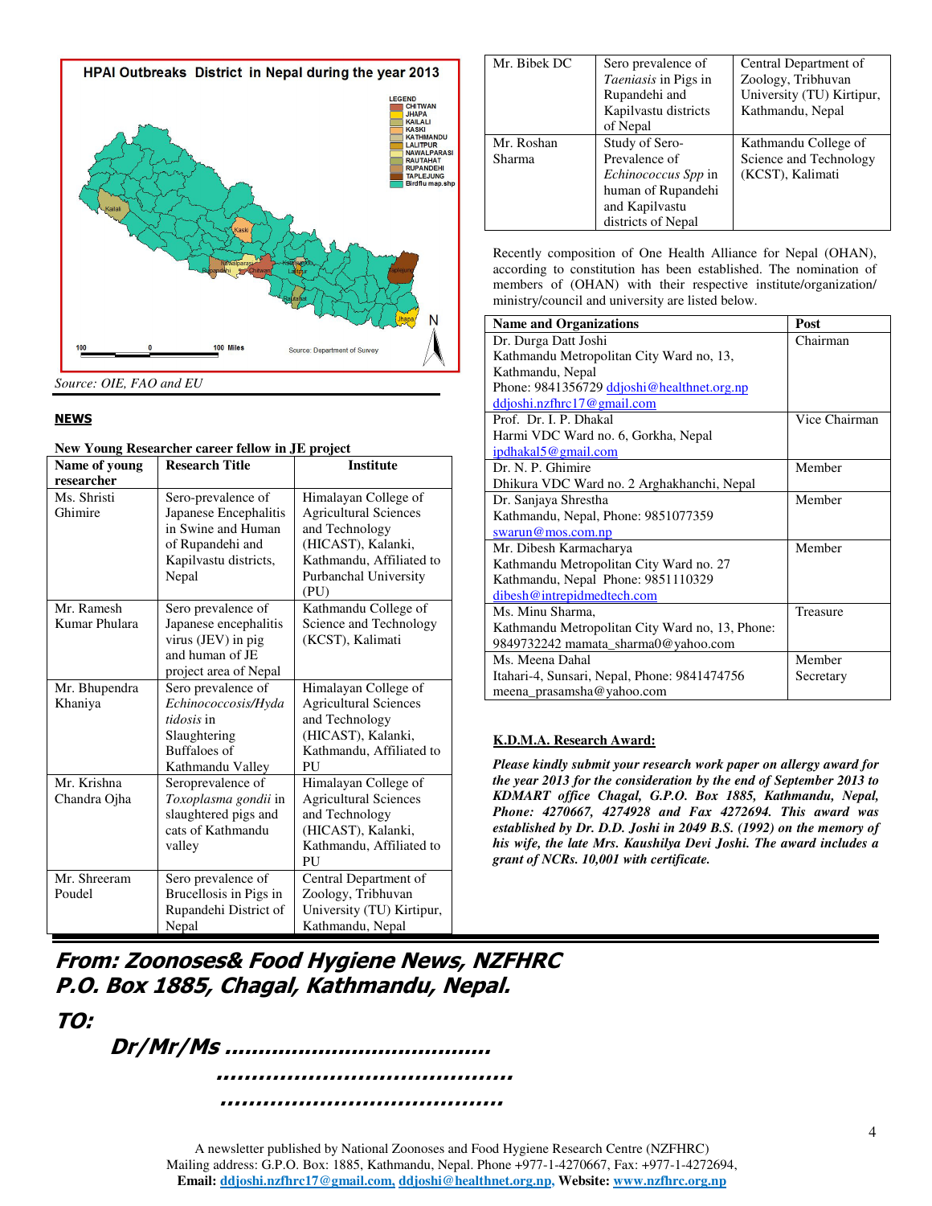HPAI Outbreaks District in Nepal during the year 2013

LEGEND
CHITWAN
JHAPA
KAILALI
KASKI
KATHMANDU
LALITPUR
NAWALPARASI
RAUTAHAT
RUPANDEHI
TAPLEJUNG
Birdflu map.shp

Kailali
Kaski
Nawalparasi
Rupandehi
Chitwan
Kathmandu
Lalitpur
Rautahat
Taplejung
Jhapa

N

100 0 100 Miles

Source: Department of Survey

*Source: OIE, FAO and EU*

## NEWS

**New Young Researcher career fellow in JE project**

| Name of young researcher | Research Title | Institute |
|---|---|---|
| Ms. Shristi Ghimire | Sero-prevalence of Japanese Encephalitis in Swine and Human of Rupandehi and Kapilvastu districts, Nepal | Himalayan College of Agricultural Sciences and Technology (HICAST), Kalanki, Kathmandu, Affiliated to Purbanchal University (PU) |
| Mr. Ramesh Kumar Phulara | Sero prevalence of Japanese encephalitis virus (JEV) in pig and human of JE project area of Nepal | Kathmandu College of Science and Technology (KCST), Kalimati |
| Mr. Bhupendra Khaniya | Sero prevalence of *Echinococcosis/Hydatidosis* in Slaughtering Buffaloes of Kathmandu Valley | Himalayan College of Agricultural Sciences and Technology (HICAST), Kalanki, Kathmandu, Affiliated to PU |
| Mr. Krishna Chandra Ojha | Seroprevalence of *Toxoplasma gondii* in slaughtered pigs and cats of Kathmandu valley | Himalayan College of Agricultural Sciences and Technology (HICAST), Kalanki, Kathmandu, Affiliated to PU |
| Mr. Shreeram Poudel | Sero prevalence of Brucellosis in Pigs in Rupandehi District of Nepal | Central Department of Zoology, Tribhuvan University (TU) Kirtipur, Kathmandu, Nepal |
| Mr. Bibek DC | Sero prevalence of *Taeniasis* in Pigs in Rupandehi and Kapilvastu districts of Nepal | Central Department of Zoology, Tribhuvan University (TU) Kirtipur, Kathmandu, Nepal |
| Mr. Roshan Sharma | Study of Sero-Prevalence of *Echinococcus Spp* in human of Rupandehi and Kapilvastu districts of Nepal | Kathmandu College of Science and Technology (KCST), Kalimati |

Recently composition of One Health Alliance for Nepal (OHAN), according to constitution has been established. The nomination of members of (OHAN) with their respective institute/organization/ministry/council and university are listed below.

| Name and Organizations | Post |
|---|---|
| Dr. Durga Datt Joshi<br>Kathmandu Metropolitan City Ward no, 13, Kathmandu, Nepal<br>Phone: 9841356729 ddjoshi@healthnet.org.np<br>ddjoshi.nzfhrc17@gmail.com | Chairman |
| Prof. Dr. I. P. Dhakal<br>Harmi VDC Ward no. 6, Gorkha, Nepal<br>ipdhakal5@gmail.com | Vice Chairman |
| Dr. N. P. Ghimire<br>Dhikura VDC Ward no. 2 Arghakhanchi, Nepal | Member |
| Dr. Sanjaya Shrestha<br>Kathmandu, Nepal, Phone: 9851077359<br>swarun@mos.com.np | Member |
| Mr. Dibesh Karmacharya<br>Kathmandu Metropolitan City Ward no. 27<br>Kathmandu, Nepal Phone: 9851110329<br>dibesh@intrepidmedtech.com | Member |
| Ms. Minu Sharma,<br>Kathmandu Metropolitan City Ward no, 13, Phone: 9849732242 mamata_sharma0@yahoo.com | Treasure |
| Ms. Meena Dahal<br>Itahari-4, Sunsari, Nepal, Phone: 9841474756<br>meena_prasamsha@yahoo.com | Member Secretary |

**K.D.M.A. Research Award:**

***Please kindly submit your research work paper on allergy award for the year 2013 for the consideration by the end of September 2013 to KDMART office Chagal, G.P.O. Box 1885, Kathmandu, Nepal, Phone: 4270667, 4274928 and Fax 4272694. This award was established by Dr. D.D. Joshi in 2049 B.S. (1992) on the memory of his wife, the late Mrs. Kaushilya Devi Joshi. The award includes a grant of NCRs. 10,001 with certificate.***

**From: Zoonoses& Food Hygiene News, NZFHRC**
**P.O. Box 1885, Chagal, Kathmandu, Nepal.**

**TO:**

**Dr/Mr/Ms ......................................**

**.........................................**

**.......................................**

A newsletter published by National Zoonoses and Food Hygiene Research Centre (NZFHRC)
Mailing address: G.P.O. Box: 1885, Kathmandu, Nepal. Phone +977-1-4270667, Fax: +977-1-4272694,
**Email: ddjoshi.nzfhrc17@gmail.com, ddjoshi@healthnet.org.np, Website: www.nzfhrc.org.np**